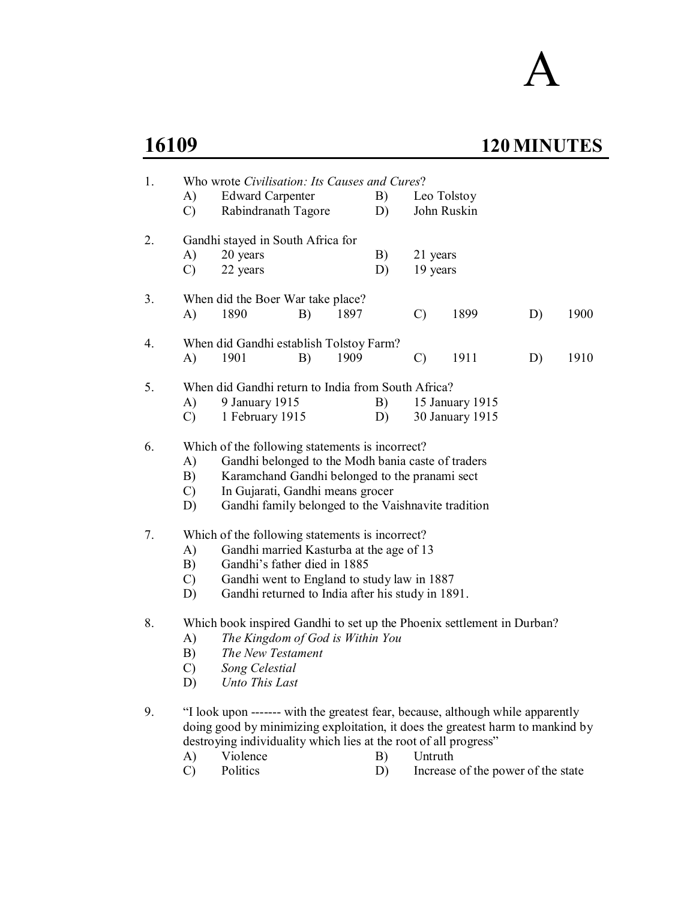# A

## 16109 — 120 MINUTES

1. Who wrote *Civilisation: Its Causes and Cures*?
   - A) Edward Carpenter
   - B) Leo Tolstoy
   - C) Rabindranath Tagore
   - D) John Ruskin

2. Gandhi stayed in South Africa for
   - A) 20 years
   - B) 21 years
   - C) 22 years
   - D) 19 years

3. When did the Boer War take place?
   - A) 1890
   - B) 1897
   - C) 1899
   - D) 1900

4. When did Gandhi establish Tolstoy Farm?
   - A) 1901
   - B) 1909
   - C) 1911
   - D) 1910

5. When did Gandhi return to India from South Africa?
   - A) 9 January 1915
   - B) 15 January 1915
   - C) 1 February 1915
   - D) 30 January 1915

6. Which of the following statements is incorrect?
   - A) Gandhi belonged to the Modh bania caste of traders
   - B) Karamchand Gandhi belonged to the pranami sect
   - C) In Gujarati, Gandhi means grocer
   - D) Gandhi family belonged to the Vaishnavite tradition

7. Which of the following statements is incorrect?
   - A) Gandhi married Kasturba at the age of 13
   - B) Gandhi's father died in 1885
   - C) Gandhi went to England to study law in 1887
   - D) Gandhi returned to India after his study in 1891.

8. Which book inspired Gandhi to set up the Phoenix settlement in Durban?
   - A) *The Kingdom of God is Within You*
   - B) *The New Testament*
   - C) *Song Celestial*
   - D) *Unto This Last*

9. "I look upon ------- with the greatest fear, because, although while apparently doing good by minimizing exploitation, it does the greatest harm to mankind by destroying individuality which lies at the root of all progress"
   - A) Violence
   - B) Untruth
   - C) Politics
   - D) Increase of the power of the state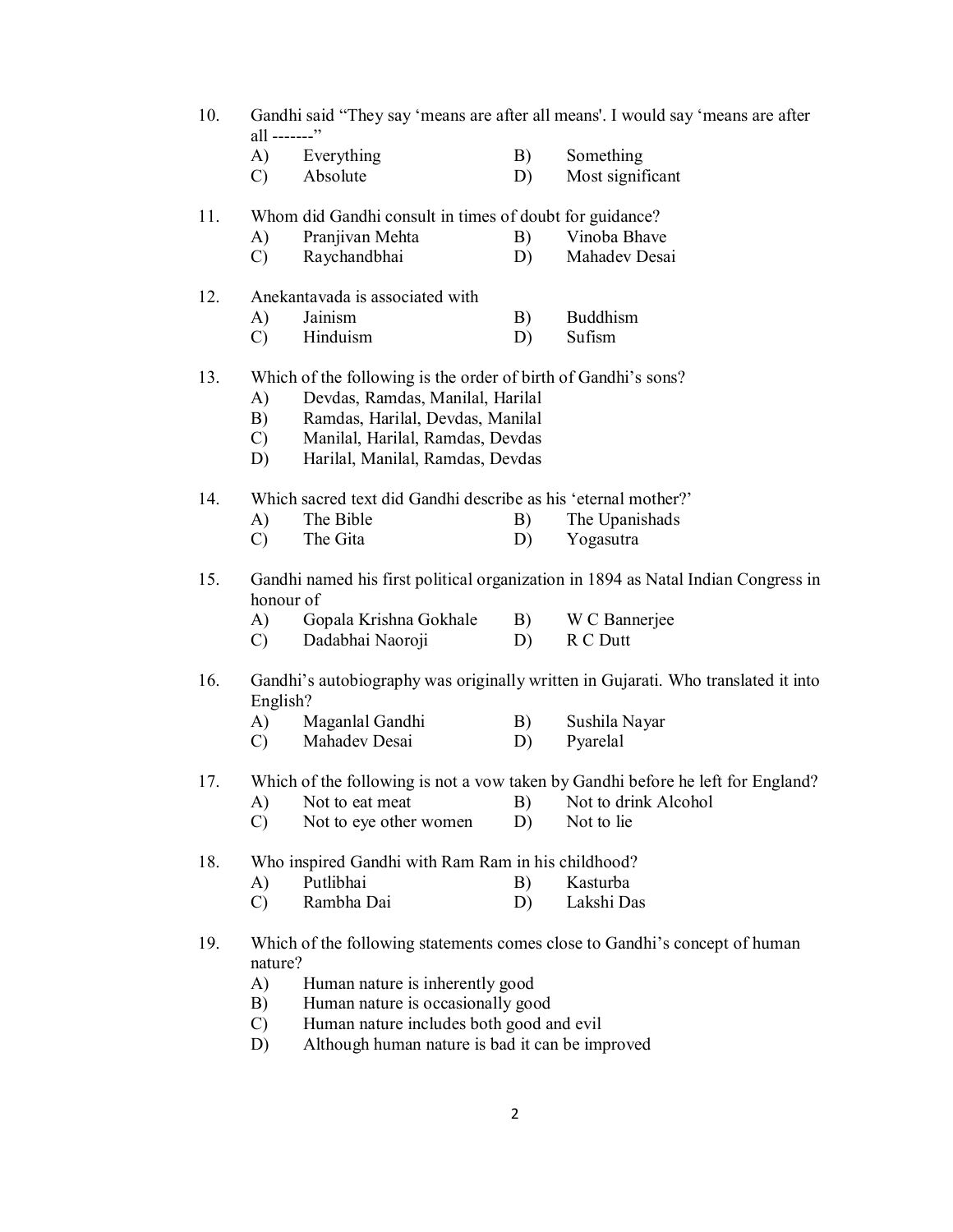10. Gandhi said “They say ‘means are after all means'. I would say ‘means are after all -------”
    A) Everything
    B) Something
    C) Absolute
    D) Most significant

11. Whom did Gandhi consult in times of doubt for guidance?
    A) Pranjivan Mehta
    B) Vinoba Bhave
    C) Raychandbhai
    D) Mahadev Desai

12. Anekantavada is associated with
    A) Jainism
    B) Buddhism
    C) Hinduism
    D) Sufism

13. Which of the following is the order of birth of Gandhi’s sons?
    A) Devdas, Ramdas, Manilal, Harilal
    B) Ramdas, Harilal, Devdas, Manilal
    C) Manilal, Harilal, Ramdas, Devdas
    D) Harilal, Manilal, Ramdas, Devdas

14. Which sacred text did Gandhi describe as his ‘eternal mother?’
    A) The Bible
    B) The Upanishads
    C) The Gita
    D) Yogasutra

15. Gandhi named his first political organization in 1894 as Natal Indian Congress in honour of
    A) Gopala Krishna Gokhale
    B) W C Bannerjee
    C) Dadabhai Naoroji
    D) R C Dutt

16. Gandhi’s autobiography was originally written in Gujarati. Who translated it into English?
    A) Maganlal Gandhi
    B) Sushila Nayar
    C) Mahadev Desai
    D) Pyarelal

17. Which of the following is not a vow taken by Gandhi before he left for England?
    A) Not to eat meat
    B) Not to drink Alcohol
    C) Not to eye other women
    D) Not to lie

18. Who inspired Gandhi with Ram Ram in his childhood?
    A) Putlibhai
    B) Kasturba
    C) Rambha Dai
    D) Lakshi Das

19. Which of the following statements comes close to Gandhi’s concept of human nature?
    A) Human nature is inherently good
    B) Human nature is occasionally good
    C) Human nature includes both good and evil
    D) Although human nature is bad it can be improved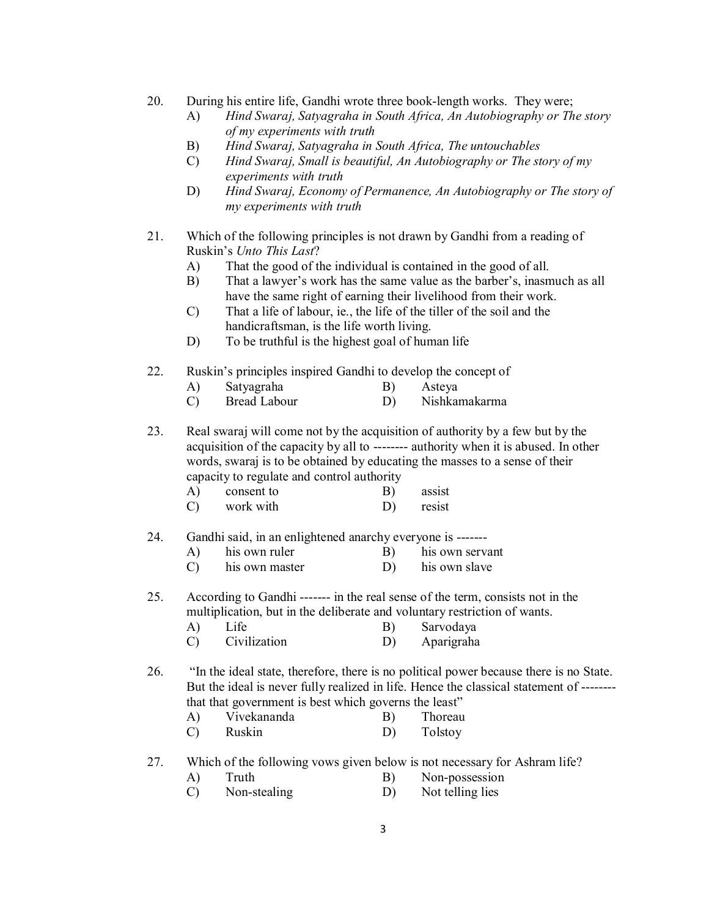20. During his entire life, Gandhi wrote three book-length works. They were;
    A) *Hind Swaraj, Satyagraha in South Africa, An Autobiography or The story of my experiments with truth*
    B) *Hind Swaraj, Satyagraha in South Africa, The untouchables*
    C) *Hind Swaraj, Small is beautiful, An Autobiography or The story of my experiments with truth*
    D) *Hind Swaraj, Economy of Permanence, An Autobiography or The story of my experiments with truth*

21. Which of the following principles is not drawn by Gandhi from a reading of Ruskin's *Unto This Last*?
    A) That the good of the individual is contained in the good of all.
    B) That a lawyer's work has the same value as the barber's, inasmuch as all have the same right of earning their livelihood from their work.
    C) That a life of labour, ie., the life of the tiller of the soil and the handicraftsman, is the life worth living.
    D) To be truthful is the highest goal of human life

22. Ruskin's principles inspired Gandhi to develop the concept of
    A) Satyagraha
    B) Asteya
    C) Bread Labour
    D) Nishkamakarma

23. Real swaraj will come not by the acquisition of authority by a few but by the acquisition of the capacity by all to -------- authority when it is abused. In other words, swaraj is to be obtained by educating the masses to a sense of their capacity to regulate and control authority
    A) consent to
    B) assist
    C) work with
    D) resist

24. Gandhi said, in an enlightened anarchy everyone is -------
    A) his own ruler
    B) his own servant
    C) his own master
    D) his own slave

25. According to Gandhi ------- in the real sense of the term, consists not in the multiplication, but in the deliberate and voluntary restriction of wants.
    A) Life
    B) Sarvodaya
    C) Civilization
    D) Aparigraha

26. "In the ideal state, therefore, there is no political power because there is no State. But the ideal is never fully realized in life. Hence the classical statement of -------- that that government is best which governs the least"
    A) Vivekananda
    B) Thoreau
    C) Ruskin
    D) Tolstoy

27. Which of the following vows given below is not necessary for Ashram life?
    A) Truth
    B) Non-possession
    C) Non-stealing
    D) Not telling lies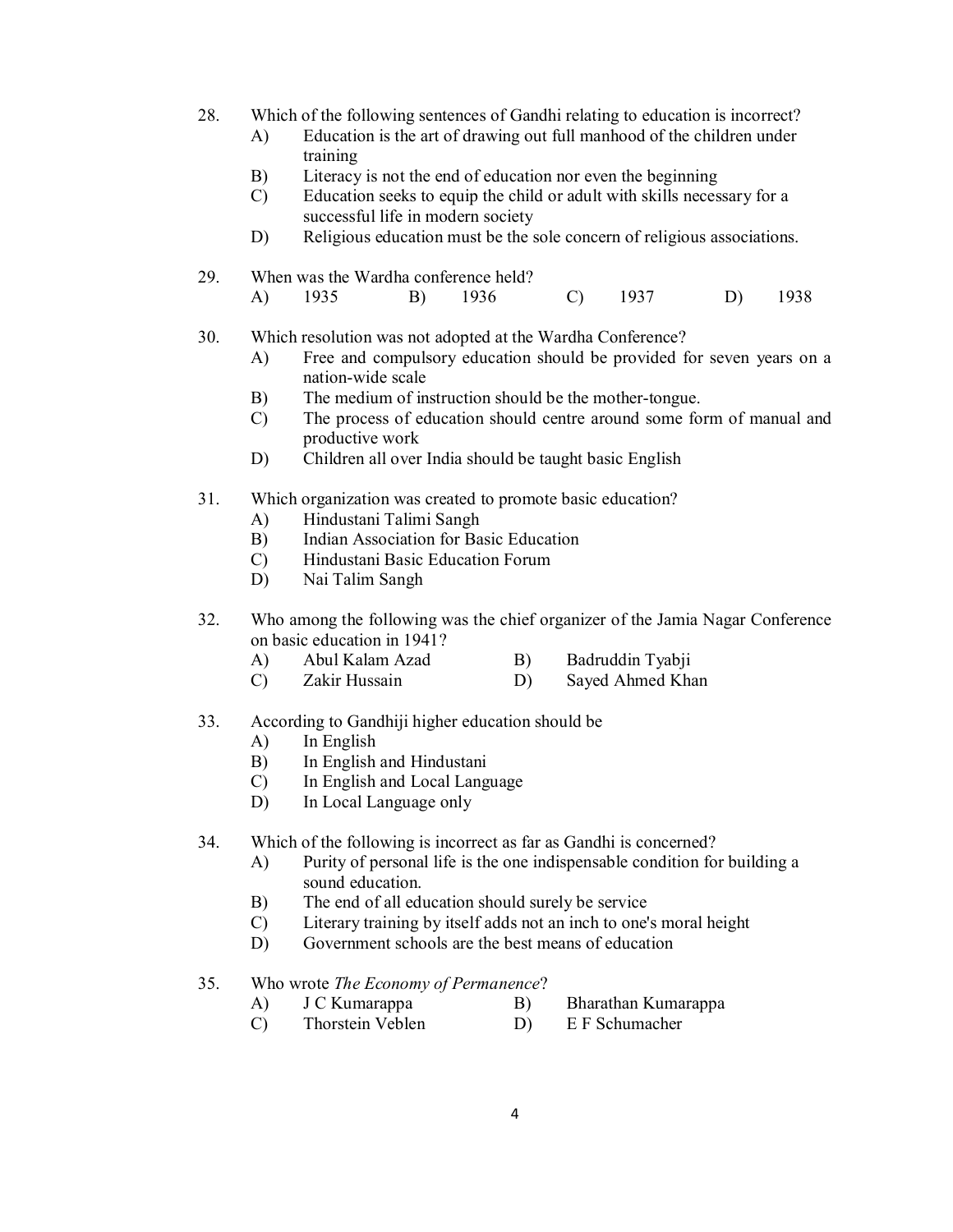28. Which of the following sentences of Gandhi relating to education is incorrect?
    - A) Education is the art of drawing out full manhood of the children under training
    - B) Literacy is not the end of education nor even the beginning
    - C) Education seeks to equip the child or adult with skills necessary for a successful life in modern society
    - D) Religious education must be the sole concern of religious associations.

29. When was the Wardha conference held?
    - A) 1935
    - B) 1936
    - C) 1937
    - D) 1938

30. Which resolution was not adopted at the Wardha Conference?
    - A) Free and compulsory education should be provided for seven years on a nation-wide scale
    - B) The medium of instruction should be the mother-tongue.
    - C) The process of education should centre around some form of manual and productive work
    - D) Children all over India should be taught basic English

31. Which organization was created to promote basic education?
    - A) Hindustani Talimi Sangh
    - B) Indian Association for Basic Education
    - C) Hindustani Basic Education Forum
    - D) Nai Talim Sangh

32. Who among the following was the chief organizer of the Jamia Nagar Conference on basic education in 1941?
    - A) Abul Kalam Azad
    - B) Badruddin Tyabji
    - C) Zakir Hussain
    - D) Sayed Ahmed Khan

33. According to Gandhiji higher education should be
    - A) In English
    - B) In English and Hindustani
    - C) In English and Local Language
    - D) In Local Language only

34. Which of the following is incorrect as far as Gandhi is concerned?
    - A) Purity of personal life is the one indispensable condition for building a sound education.
    - B) The end of all education should surely be service
    - C) Literary training by itself adds not an inch to one's moral height
    - D) Government schools are the best means of education

35. Who wrote *The Economy of Permanence*?
    - A) J C Kumarappa
    - B) Bharathan Kumarappa
    - C) Thorstein Veblen
    - D) E F Schumacher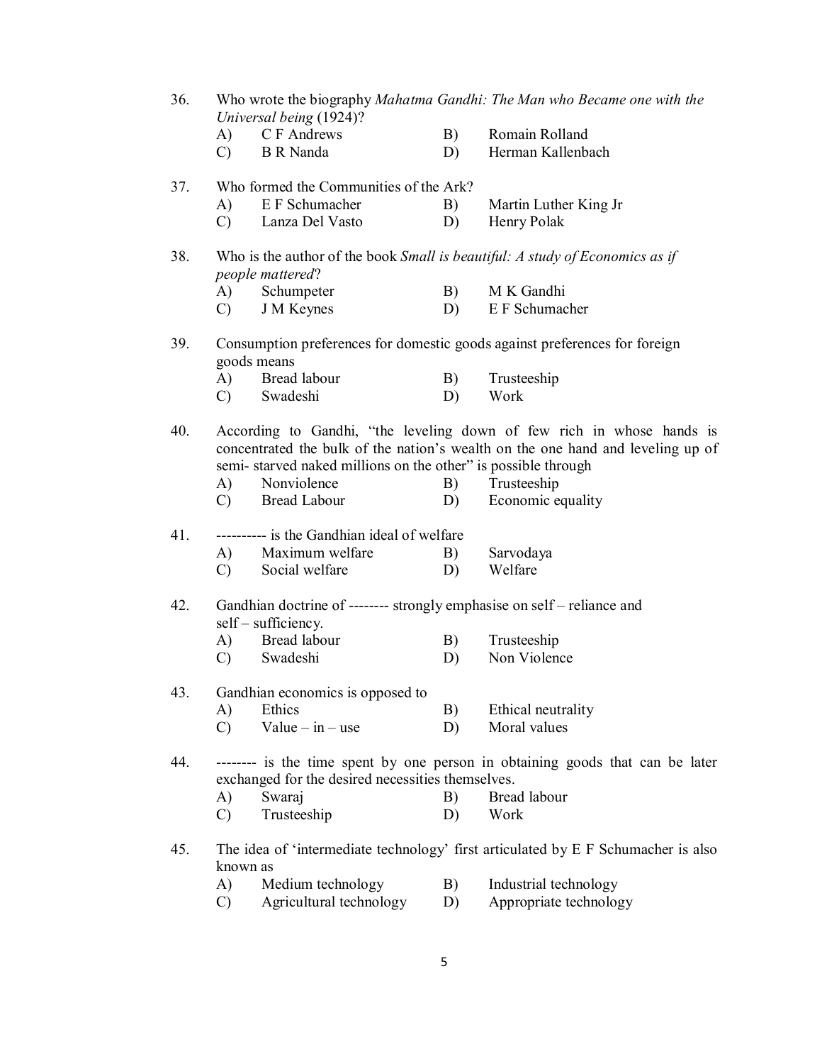36. Who wrote the biography *Mahatma Gandhi: The Man who Became one with the Universal being* (1924)?
    - A) C F Andrews
    - B) Romain Rolland
    - C) B R Nanda
    - D) Herman Kallenbach

37. Who formed the Communities of the Ark?
    - A) E F Schumacher
    - B) Martin Luther King Jr
    - C) Lanza Del Vasto
    - D) Henry Polak

38. Who is the author of the book *Small is beautiful: A study of Economics as if people mattered*?
    - A) Schumpeter
    - B) M K Gandhi
    - C) J M Keynes
    - D) E F Schumacher

39. Consumption preferences for domestic goods against preferences for foreign goods means
    - A) Bread labour
    - B) Trusteeship
    - C) Swadeshi
    - D) Work

40. According to Gandhi, "the leveling down of few rich in whose hands is concentrated the bulk of the nation's wealth on the one hand and leveling up of semi- starved naked millions on the other" is possible through
    - A) Nonviolence
    - B) Trusteeship
    - C) Bread Labour
    - D) Economic equality

41. ---------- is the Gandhian ideal of welfare
    - A) Maximum welfare
    - B) Sarvodaya
    - C) Social welfare
    - D) Welfare

42. Gandhian doctrine of -------- strongly emphasise on self – reliance and self – sufficiency.
    - A) Bread labour
    - B) Trusteeship
    - C) Swadeshi
    - D) Non Violence

43. Gandhian economics is opposed to
    - A) Ethics
    - B) Ethical neutrality
    - C) Value – in – use
    - D) Moral values

44. -------- is the time spent by one person in obtaining goods that can be later exchanged for the desired necessities themselves.
    - A) Swaraj
    - B) Bread labour
    - C) Trusteeship
    - D) Work

45. The idea of 'intermediate technology' first articulated by E F Schumacher is also known as
    - A) Medium technology
    - B) Industrial technology
    - C) Agricultural technology
    - D) Appropriate technology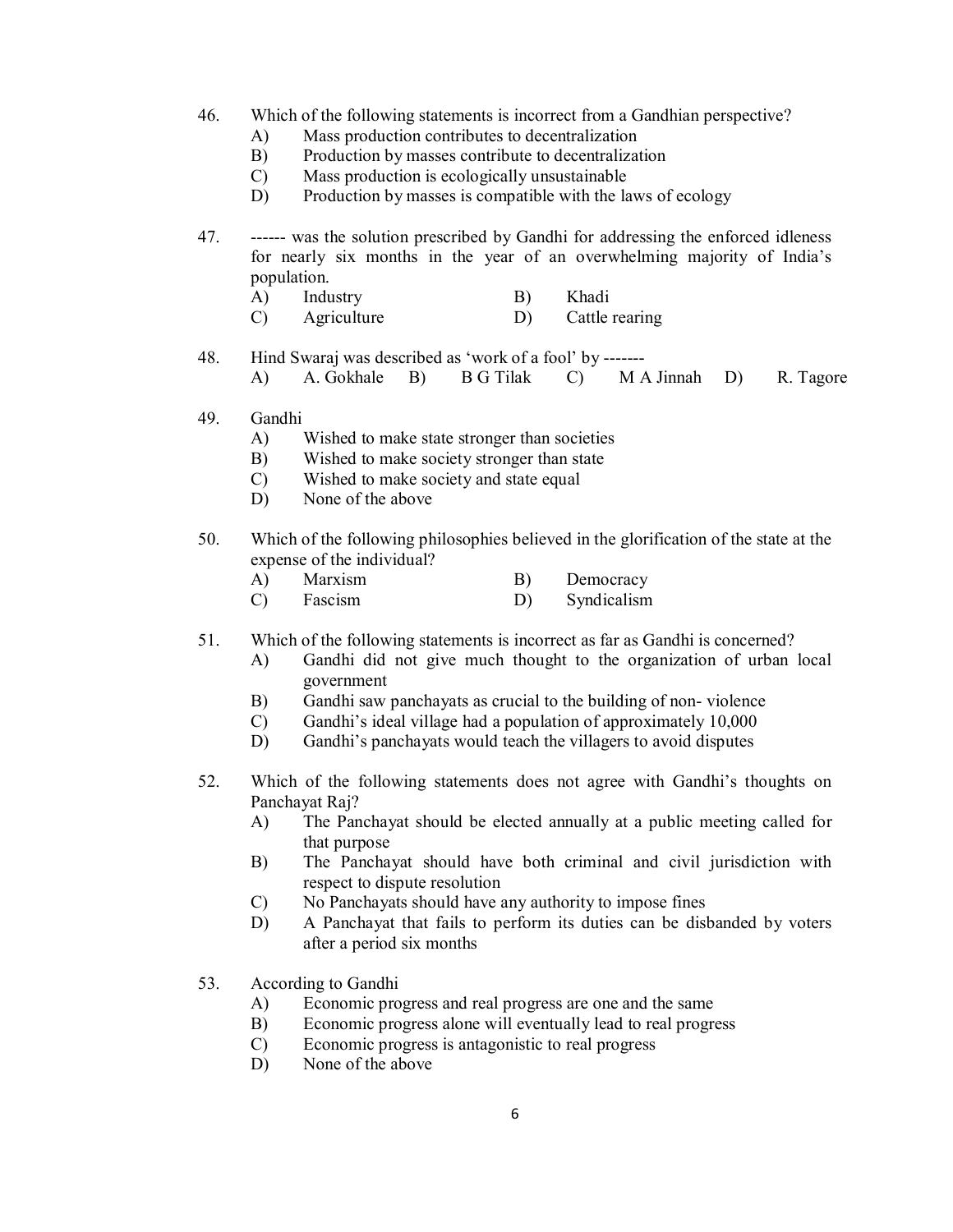46. Which of the following statements is incorrect from a Gandhian perspective?
    - A) Mass production contributes to decentralization
    - B) Production by masses contribute to decentralization
    - C) Mass production is ecologically unsustainable
    - D) Production by masses is compatible with the laws of ecology

47. ------ was the solution prescribed by Gandhi for addressing the enforced idleness for nearly six months in the year of an overwhelming majority of India's population.
    - A) Industry
    - B) Khadi
    - C) Agriculture
    - D) Cattle rearing

48. Hind Swaraj was described as 'work of a fool' by -------
    - A) A. Gokhale
    - B) B G Tilak
    - C) M A Jinnah
    - D) R. Tagore

49. Gandhi
    - A) Wished to make state stronger than societies
    - B) Wished to make society stronger than state
    - C) Wished to make society and state equal
    - D) None of the above

50. Which of the following philosophies believed in the glorification of the state at the expense of the individual?
    - A) Marxism
    - B) Democracy
    - C) Fascism
    - D) Syndicalism

51. Which of the following statements is incorrect as far as Gandhi is concerned?
    - A) Gandhi did not give much thought to the organization of urban local government
    - B) Gandhi saw panchayats as crucial to the building of non- violence
    - C) Gandhi's ideal village had a population of approximately 10,000
    - D) Gandhi's panchayats would teach the villagers to avoid disputes

52. Which of the following statements does not agree with Gandhi's thoughts on Panchayat Raj?
    - A) The Panchayat should be elected annually at a public meeting called for that purpose
    - B) The Panchayat should have both criminal and civil jurisdiction with respect to dispute resolution
    - C) No Panchayats should have any authority to impose fines
    - D) A Panchayat that fails to perform its duties can be disbanded by voters after a period six months

53. According to Gandhi
    - A) Economic progress and real progress are one and the same
    - B) Economic progress alone will eventually lead to real progress
    - C) Economic progress is antagonistic to real progress
    - D) None of the above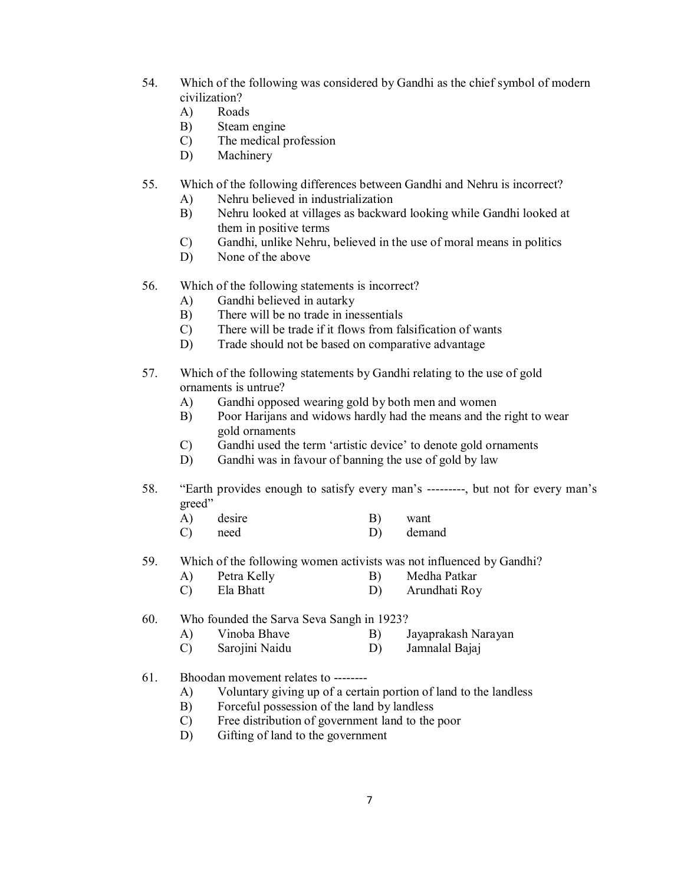54. Which of the following was considered by Gandhi as the chief symbol of modern civilization?
   A) Roads
   B) Steam engine
   C) The medical profession
   D) Machinery

55. Which of the following differences between Gandhi and Nehru is incorrect?
   A) Nehru believed in industrialization
   B) Nehru looked at villages as backward looking while Gandhi looked at them in positive terms
   C) Gandhi, unlike Nehru, believed in the use of moral means in politics
   D) None of the above

56. Which of the following statements is incorrect?
   A) Gandhi believed in autarky
   B) There will be no trade in inessentials
   C) There will be trade if it flows from falsification of wants
   D) Trade should not be based on comparative advantage

57. Which of the following statements by Gandhi relating to the use of gold ornaments is untrue?
   A) Gandhi opposed wearing gold by both men and women
   B) Poor Harijans and widows hardly had the means and the right to wear gold ornaments
   C) Gandhi used the term 'artistic device' to denote gold ornaments
   D) Gandhi was in favour of banning the use of gold by law

58. "Earth provides enough to satisfy every man's ---------, but not for every man's greed"
   A) desire
   B) want
   C) need
   D) demand

59. Which of the following women activists was not influenced by Gandhi?
   A) Petra Kelly
   B) Medha Patkar
   C) Ela Bhatt
   D) Arundhati Roy

60. Who founded the Sarva Seva Sangh in 1923?
   A) Vinoba Bhave
   B) Jayaprakash Narayan
   C) Sarojini Naidu
   D) Jamnalal Bajaj

61. Bhoodan movement relates to --------
   A) Voluntary giving up of a certain portion of land to the landless
   B) Forceful possession of the land by landless
   C) Free distribution of government land to the poor
   D) Gifting of land to the government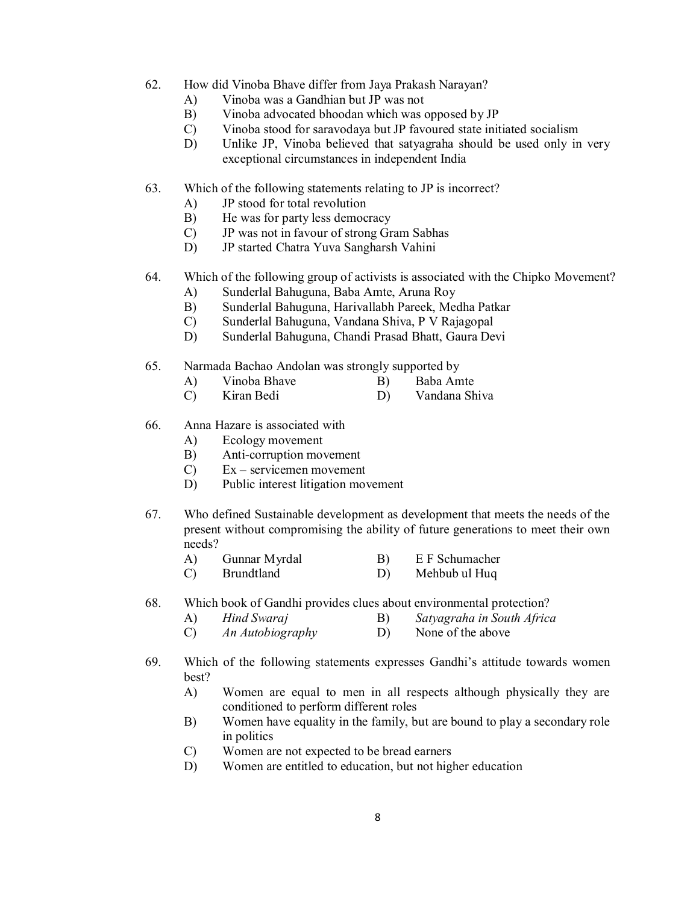62. How did Vinoba Bhave differ from Jaya Prakash Narayan?
    A) Vinoba was a Gandhian but JP was not
    B) Vinoba advocated bhoodan which was opposed by JP
    C) Vinoba stood for saravodaya but JP favoured state initiated socialism
    D) Unlike JP, Vinoba believed that satyagraha should be used only in very exceptional circumstances in independent India

63. Which of the following statements relating to JP is incorrect?
    A) JP stood for total revolution
    B) He was for party less democracy
    C) JP was not in favour of strong Gram Sabhas
    D) JP started Chatra Yuva Sangharsh Vahini

64. Which of the following group of activists is associated with the Chipko Movement?
    A) Sunderlal Bahuguna, Baba Amte, Aruna Roy
    B) Sunderlal Bahuguna, Harivallabh Pareek, Medha Patkar
    C) Sunderlal Bahuguna, Vandana Shiva, P V Rajagopal
    D) Sunderlal Bahuguna, Chandi Prasad Bhatt, Gaura Devi

65. Narmada Bachao Andolan was strongly supported by
    A) Vinoba Bhave
    B) Baba Amte
    C) Kiran Bedi
    D) Vandana Shiva

66. Anna Hazare is associated with
    A) Ecology movement
    B) Anti-corruption movement
    C) Ex – servicemen movement
    D) Public interest litigation movement

67. Who defined Sustainable development as development that meets the needs of the present without compromising the ability of future generations to meet their own needs?
    A) Gunnar Myrdal
    B) E F Schumacher
    C) Brundtland
    D) Mehbub ul Huq

68. Which book of Gandhi provides clues about environmental protection?
    A) *Hind Swaraj*
    B) *Satyagraha in South Africa*
    C) *An Autobiography*
    D) None of the above

69. Which of the following statements expresses Gandhi's attitude towards women best?
    A) Women are equal to men in all respects although physically they are conditioned to perform different roles
    B) Women have equality in the family, but are bound to play a secondary role in politics
    C) Women are not expected to be bread earners
    D) Women are entitled to education, but not higher education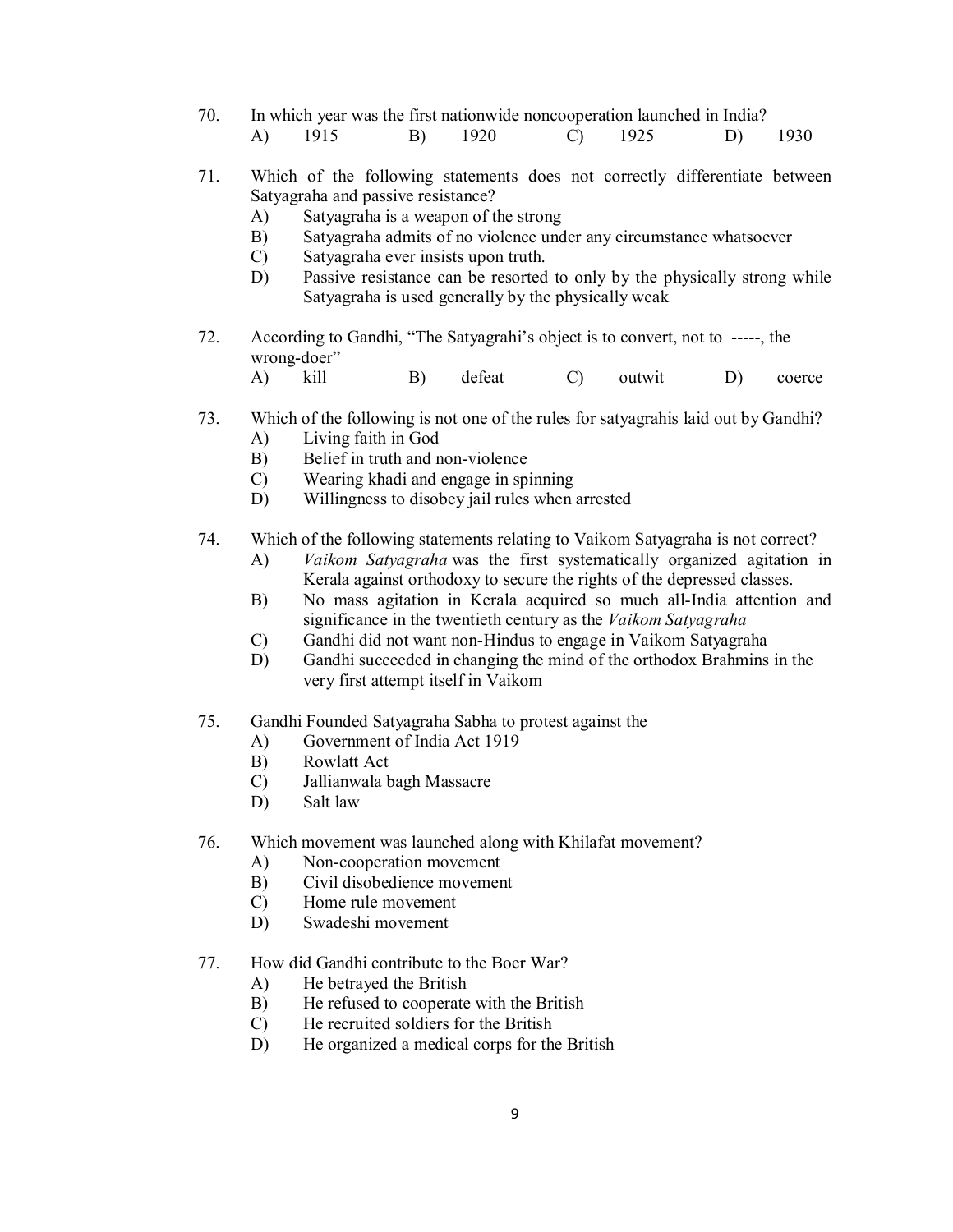70. In which year was the first nationwide noncooperation launched in India?
  A) 1915  B) 1920  C) 1925  D) 1930

71. Which of the following statements does not correctly differentiate between Satyagraha and passive resistance?
  A) Satyagraha is a weapon of the strong
  B) Satyagraha admits of no violence under any circumstance whatsoever
  C) Satyagraha ever insists upon truth.
  D) Passive resistance can be resorted to only by the physically strong while Satyagraha is used generally by the physically weak

72. According to Gandhi, "The Satyagrahi's object is to convert, not to -----, the wrong-doer"
  A) kill  B) defeat  C) outwit  D) coerce

73. Which of the following is not one of the rules for satyagrahis laid out by Gandhi?
  A) Living faith in God
  B) Belief in truth and non-violence
  C) Wearing khadi and engage in spinning
  D) Willingness to disobey jail rules when arrested

74. Which of the following statements relating to Vaikom Satyagraha is not correct?
  A) *Vaikom Satyagraha* was the first systematically organized agitation in Kerala against orthodoxy to secure the rights of the depressed classes.
  B) No mass agitation in Kerala acquired so much all-India attention and significance in the twentieth century as the *Vaikom Satyagraha*
  C) Gandhi did not want non-Hindus to engage in Vaikom Satyagraha
  D) Gandhi succeeded in changing the mind of the orthodox Brahmins in the very first attempt itself in Vaikom

75. Gandhi Founded Satyagraha Sabha to protest against the
  A) Government of India Act 1919
  B) Rowlatt Act
  C) Jallianwala bagh Massacre
  D) Salt law

76. Which movement was launched along with Khilafat movement?
  A) Non-cooperation movement
  B) Civil disobedience movement
  C) Home rule movement
  D) Swadeshi movement

77. How did Gandhi contribute to the Boer War?
  A) He betrayed the British
  B) He refused to cooperate with the British
  C) He recruited soldiers for the British
  D) He organized a medical corps for the British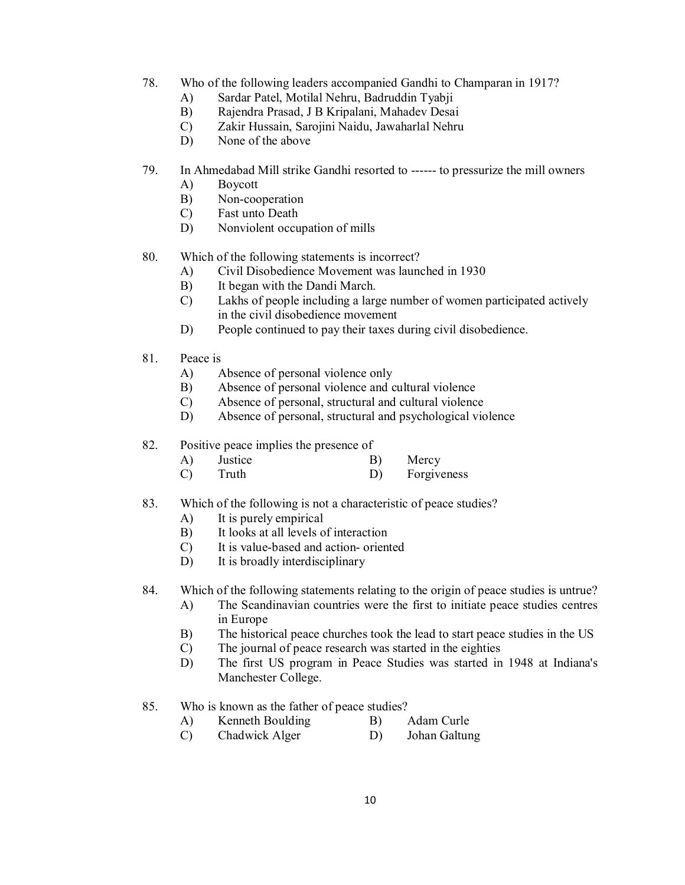78. Who of the following leaders accompanied Gandhi to Champaran in 1917?
   - A) Sardar Patel, Motilal Nehru, Badruddin Tyabji
   - B) Rajendra Prasad, J B Kripalani, Mahadev Desai
   - C) Zakir Hussain, Sarojini Naidu, Jawaharlal Nehru
   - D) None of the above

79. In Ahmedabad Mill strike Gandhi resorted to ------ to pressurize the mill owners
   - A) Boycott
   - B) Non-cooperation
   - C) Fast unto Death
   - D) Nonviolent occupation of mills

80. Which of the following statements is incorrect?
   - A) Civil Disobedience Movement was launched in 1930
   - B) It began with the Dandi March.
   - C) Lakhs of people including a large number of women participated actively in the civil disobedience movement
   - D) People continued to pay their taxes during civil disobedience.

81. Peace is
   - A) Absence of personal violence only
   - B) Absence of personal violence and cultural violence
   - C) Absence of personal, structural and cultural violence
   - D) Absence of personal, structural and psychological violence

82. Positive peace implies the presence of
   - A) Justice
   - B) Mercy
   - C) Truth
   - D) Forgiveness

83. Which of the following is not a characteristic of peace studies?
   - A) It is purely empirical
   - B) It looks at all levels of interaction
   - C) It is value-based and action- oriented
   - D) It is broadly interdisciplinary

84. Which of the following statements relating to the origin of peace studies is untrue?
   - A) The Scandinavian countries were the first to initiate peace studies centres in Europe
   - B) The historical peace churches took the lead to start peace studies in the US
   - C) The journal of peace research was started in the eighties
   - D) The first US program in Peace Studies was started in 1948 at Indiana's Manchester College.

85. Who is known as the father of peace studies?
   - A) Kenneth Boulding
   - B) Adam Curle
   - C) Chadwick Alger
   - D) Johan Galtung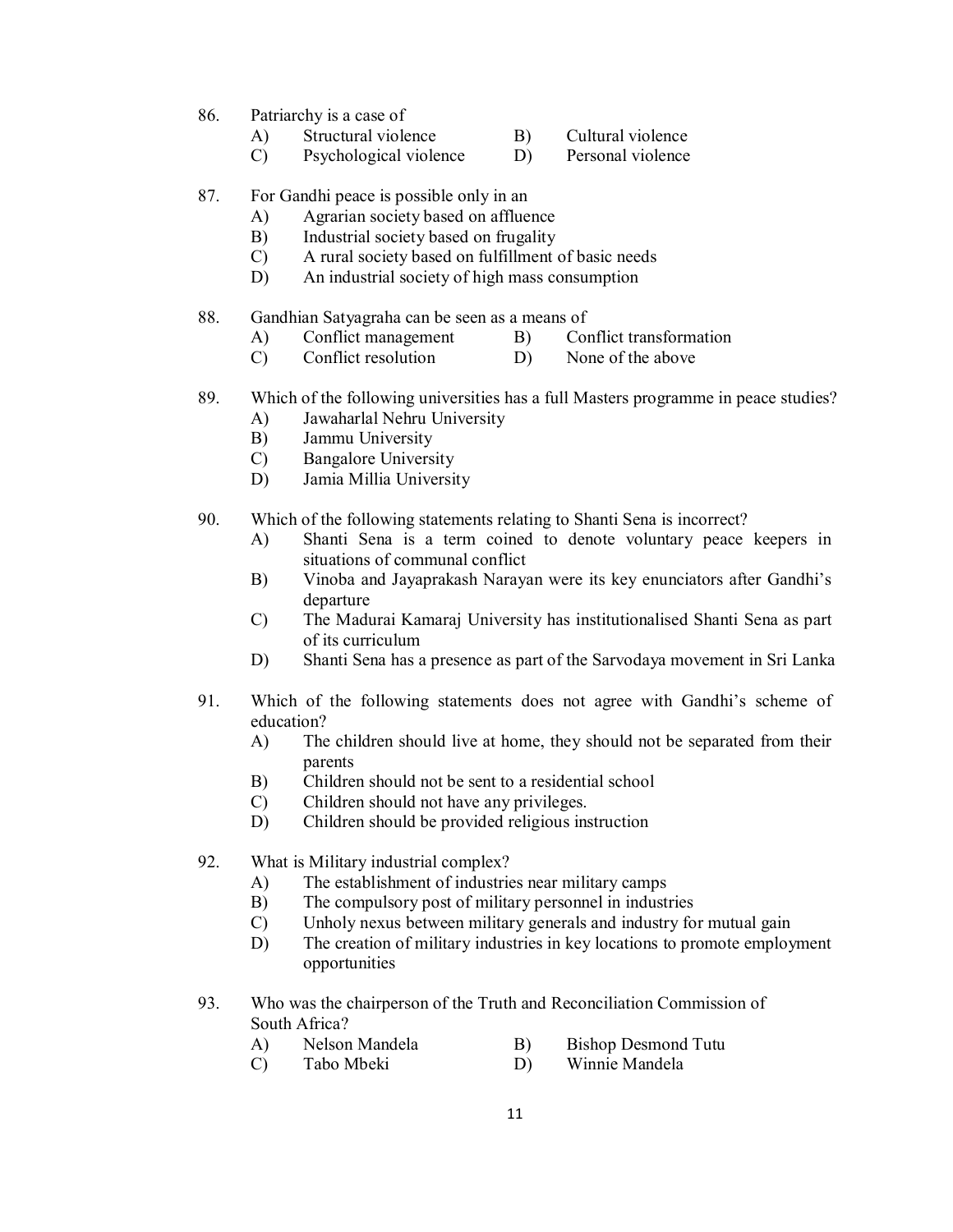86. Patriarchy is a case of

A) Structural violence  B) Cultural violence
C) Psychological violence  D) Personal violence

87. For Gandhi peace is possible only in an

A) Agrarian society based on affluence
B) Industrial society based on frugality
C) A rural society based on fulfillment of basic needs
D) An industrial society of high mass consumption

88. Gandhian Satyagraha can be seen as a means of

A) Conflict management  B) Conflict transformation
C) Conflict resolution  D) None of the above

89. Which of the following universities has a full Masters programme in peace studies?

A) Jawaharlal Nehru University
B) Jammu University
C) Bangalore University
D) Jamia Millia University

90. Which of the following statements relating to Shanti Sena is incorrect?

A) Shanti Sena is a term coined to denote voluntary peace keepers in situations of communal conflict
B) Vinoba and Jayaprakash Narayan were its key enunciators after Gandhi's departure
C) The Madurai Kamaraj University has institutionalised Shanti Sena as part of its curriculum
D) Shanti Sena has a presence as part of the Sarvodaya movement in Sri Lanka

91. Which of the following statements does not agree with Gandhi's scheme of education?

A) The children should live at home, they should not be separated from their parents
B) Children should not be sent to a residential school
C) Children should not have any privileges.
D) Children should be provided religious instruction

92. What is Military industrial complex?

A) The establishment of industries near military camps
B) The compulsory post of military personnel in industries
C) Unholy nexus between military generals and industry for mutual gain
D) The creation of military industries in key locations to promote employment opportunities

93. Who was the chairperson of the Truth and Reconciliation Commission of South Africa?

A) Nelson Mandela  B) Bishop Desmond Tutu
C) Tabo Mbeki  D) Winnie Mandela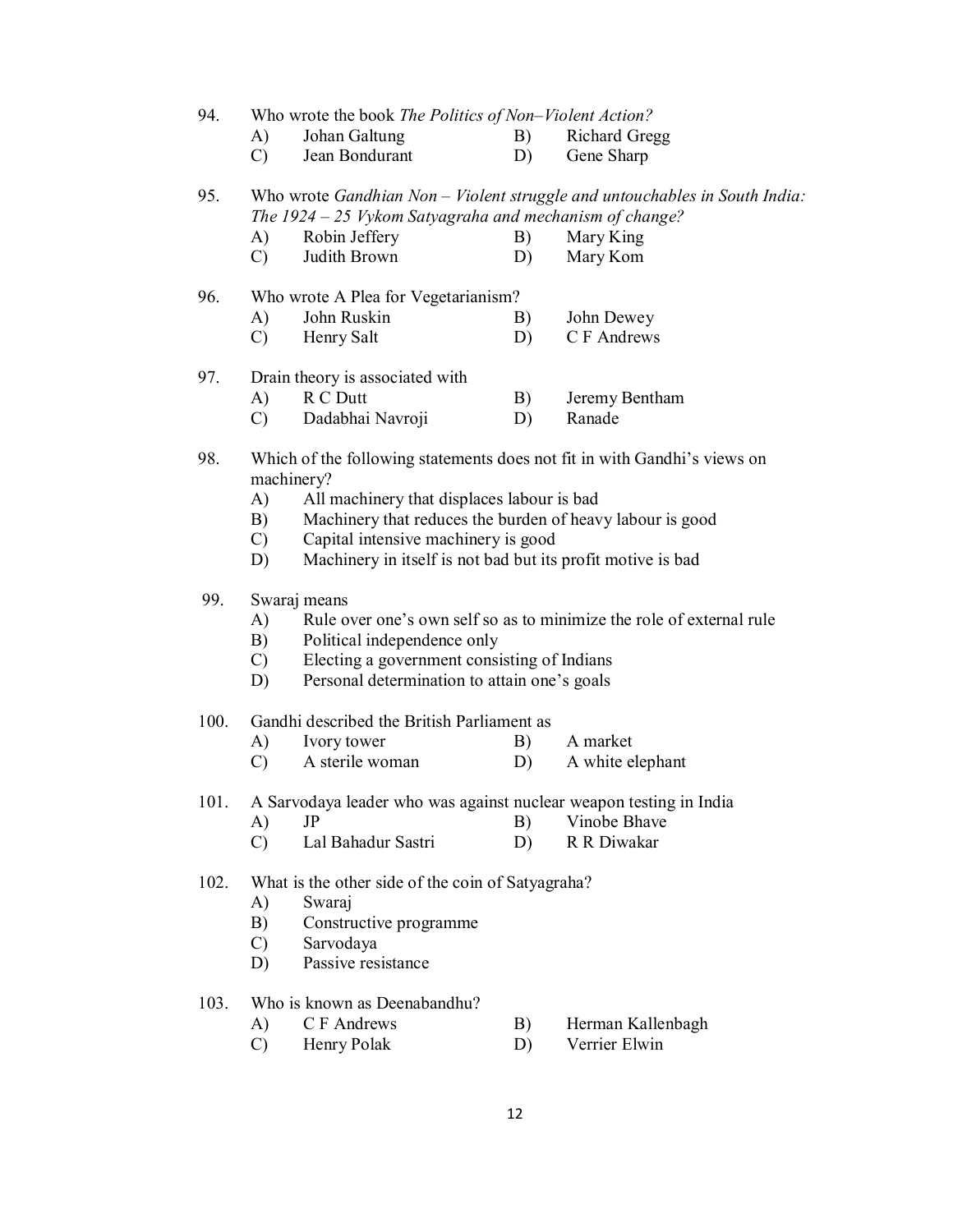94. Who wrote the book *The Politics of Non–Violent Action?*

A) Johan Galtung B) Richard Gregg
C) Jean Bondurant D) Gene Sharp

95. Who wrote *Gandhian Non – Violent struggle and untouchables in South India: The 1924 – 25 Vykom Satyagraha and mechanism of change?*

A) Robin Jeffery B) Mary King
C) Judith Brown D) Mary Kom

96. Who wrote A Plea for Vegetarianism?

A) John Ruskin B) John Dewey
C) Henry Salt D) C F Andrews

97. Drain theory is associated with

A) R C Dutt B) Jeremy Bentham
C) Dadabhai Navroji D) Ranade

98. Which of the following statements does not fit in with Gandhi's views on machinery?

A) All machinery that displaces labour is bad
B) Machinery that reduces the burden of heavy labour is good
C) Capital intensive machinery is good
D) Machinery in itself is not bad but its profit motive is bad

99. Swaraj means

A) Rule over one's own self so as to minimize the role of external rule
B) Political independence only
C) Electing a government consisting of Indians
D) Personal determination to attain one's goals

100. Gandhi described the British Parliament as

A) Ivory tower B) A market
C) A sterile woman D) A white elephant

101. A Sarvodaya leader who was against nuclear weapon testing in India

A) JP B) Vinobe Bhave
C) Lal Bahadur Sastri D) R R Diwakar

102. What is the other side of the coin of Satyagraha?

A) Swaraj
B) Constructive programme
C) Sarvodaya
D) Passive resistance

103. Who is known as Deenabandhu?

A) C F Andrews B) Herman Kallenbagh
C) Henry Polak D) Verrier Elwin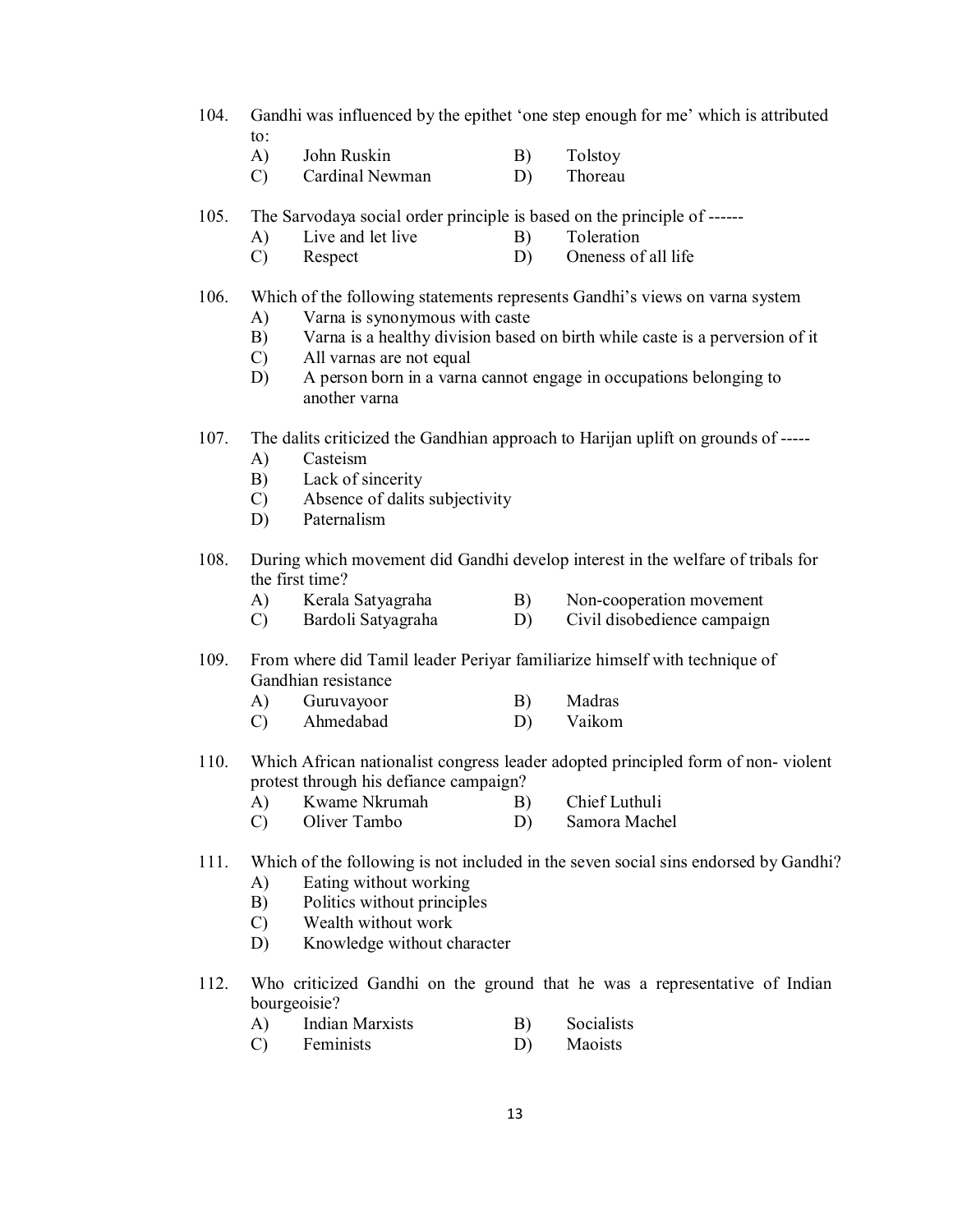104. Gandhi was influenced by the epithet 'one step enough for me' which is attributed to:

A) John Ruskin  B) Tolstoy
C) Cardinal Newman  D) Thoreau

105. The Sarvodaya social order principle is based on the principle of ------

A) Live and let live  B) Toleration
C) Respect  D) Oneness of all life

106. Which of the following statements represents Gandhi's views on varna system

A) Varna is synonymous with caste
B) Varna is a healthy division based on birth while caste is a perversion of it
C) All varnas are not equal
D) A person born in a varna cannot engage in occupations belonging to another varna

107. The dalits criticized the Gandhian approach to Harijan uplift on grounds of -----

A) Casteism
B) Lack of sincerity
C) Absence of dalits subjectivity
D) Paternalism

108. During which movement did Gandhi develop interest in the welfare of tribals for the first time?

A) Kerala Satyagraha  B) Non-cooperation movement
C) Bardoli Satyagraha  D) Civil disobedience campaign

109. From where did Tamil leader Periyar familiarize himself with technique of Gandhian resistance

A) Guruvayoor  B) Madras
C) Ahmedabad  D) Vaikom

110. Which African nationalist congress leader adopted principled form of non- violent protest through his defiance campaign?

A) Kwame Nkrumah  B) Chief Luthuli
C) Oliver Tambo  D) Samora Machel

111. Which of the following is not included in the seven social sins endorsed by Gandhi?

A) Eating without working
B) Politics without principles
C) Wealth without work
D) Knowledge without character

112. Who criticized Gandhi on the ground that he was a representative of Indian bourgeoisie?

A) Indian Marxists  B) Socialists
C) Feminists  D) Maoists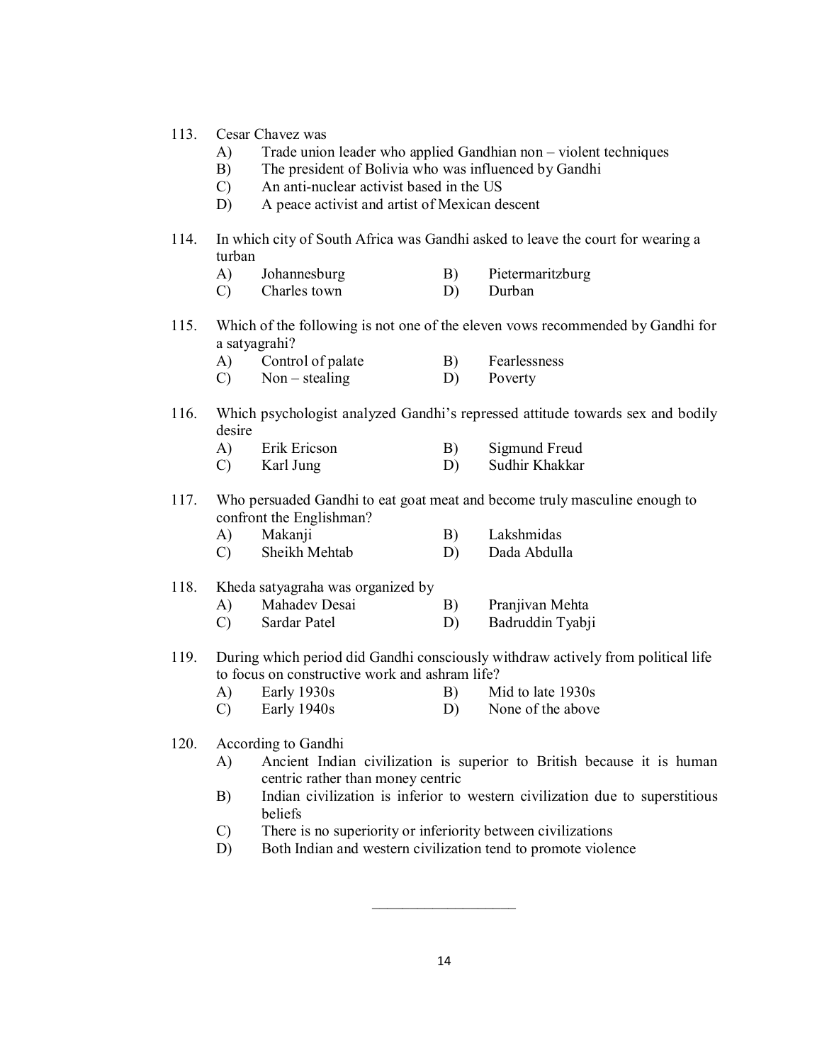113. Cesar Chavez was

A) Trade union leader who applied Gandhian non – violent techniques
B) The president of Bolivia who was influenced by Gandhi
C) An anti-nuclear activist based in the US
D) A peace activist and artist of Mexican descent

114. In which city of South Africa was Gandhi asked to leave the court for wearing a turban

A) Johannesburg
B) Pietermaritzburg
C) Charles town
D) Durban

115. Which of the following is not one of the eleven vows recommended by Gandhi for a satyagrahi?

A) Control of palate
B) Fearlessness
C) Non – stealing
D) Poverty

116. Which psychologist analyzed Gandhi's repressed attitude towards sex and bodily desire

A) Erik Ericson
B) Sigmund Freud
C) Karl Jung
D) Sudhir Khakkar

117. Who persuaded Gandhi to eat goat meat and become truly masculine enough to confront the Englishman?

A) Makanji
B) Lakshmidas
C) Sheikh Mehtab
D) Dada Abdulla

118. Kheda satyagraha was organized by

A) Mahadev Desai
B) Pranjivan Mehta
C) Sardar Patel
D) Badruddin Tyabji

119. During which period did Gandhi consciously withdraw actively from political life to focus on constructive work and ashram life?

A) Early 1930s
B) Mid to late 1930s
C) Early 1940s
D) None of the above

120. According to Gandhi

A) Ancient Indian civilization is superior to British because it is human centric rather than money centric
B) Indian civilization is inferior to western civilization due to superstitious beliefs
C) There is no superiority or inferiority between civilizations
D) Both Indian and western civilization tend to promote violence

___________________